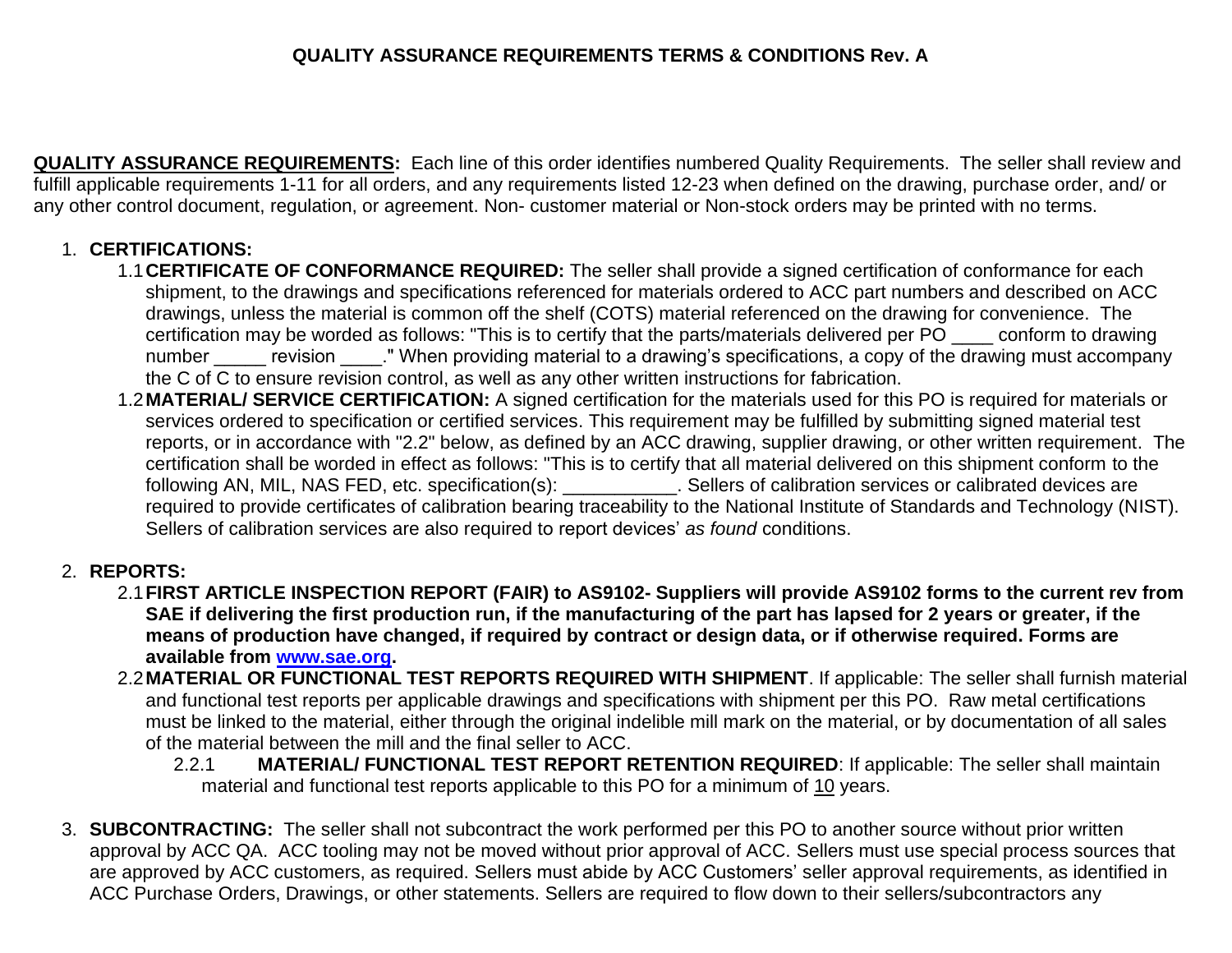# QUALITY ASSURANCE REQUIREMENTS TERMS & CONDITIONS Rev. A

**QUALITY ASSURANCE REQUIREMENTS:** Each line of this order identifies numbered Quality Requirements. The seller shall review and fulfill applicable requirements 1-11 for all orders, and any requirements listed 12-23 when defined on the drawing, purchase order, and/ or any other control document, regulation, or agreement. Non- customer material or Non-stock orders may be printed with no terms.

1. **CERTIFICATIONS:**
   - 1.1 **CERTIFICATE OF CONFORMANCE REQUIRED:** The seller shall provide a signed certification of conformance for each shipment, to the drawings and specifications referenced for materials ordered to ACC part numbers and described on ACC drawings, unless the material is common off the shelf (COTS) material referenced on the drawing for convenience. The certification may be worded as follows: "This is to certify that the parts/materials delivered per PO ____ conform to drawing number _____ revision ____." When providing material to a drawing's specifications, a copy of the drawing must accompany the C of C to ensure revision control, as well as any other written instructions for fabrication.
   - 1.2 **MATERIAL/ SERVICE CERTIFICATION:** A signed certification for the materials used for this PO is required for materials or services ordered to specification or certified services. This requirement may be fulfilled by submitting signed material test reports, or in accordance with "2.2" below, as defined by an ACC drawing, supplier drawing, or other written requirement. The certification shall be worded in effect as follows: "This is to certify that all material delivered on this shipment conform to the following AN, MIL, NAS FED, etc. specification(s): ___________. Sellers of calibration services or calibrated devices are required to provide certificates of calibration bearing traceability to the National Institute of Standards and Technology (NIST). Sellers of calibration services are also required to report devices' *as found* conditions.

2. **REPORTS:**
   - 2.1 **FIRST ARTICLE INSPECTION REPORT (FAIR) to AS9102- Suppliers will provide AS9102 forms to the current rev from SAE if delivering the first production run, if the manufacturing of the part has lapsed for 2 years or greater, if the means of production have changed, if required by contract or design data, or if otherwise required. Forms are available from [www.sae.org](http://www.sae.org).**
   - 2.2 **MATERIAL OR FUNCTIONAL TEST REPORTS REQUIRED WITH SHIPMENT**. If applicable: The seller shall furnish material and functional test reports per applicable drawings and specifications with shipment per this PO. Raw metal certifications must be linked to the material, either through the original indelible mill mark on the material, or by documentation of all sales of the material between the mill and the final seller to ACC.
     - 2.2.1 **MATERIAL/ FUNCTIONAL TEST REPORT RETENTION REQUIRED**: If applicable: The seller shall maintain material and functional test reports applicable to this PO for a minimum of 10 years.

3. **SUBCONTRACTING:** The seller shall not subcontract the work performed per this PO to another source without prior written approval by ACC QA. ACC tooling may not be moved without prior approval of ACC. Sellers must use special process sources that are approved by ACC customers, as required. Sellers must abide by ACC Customers' seller approval requirements, as identified in ACC Purchase Orders, Drawings, or other statements. Sellers are required to flow down to their sellers/subcontractors any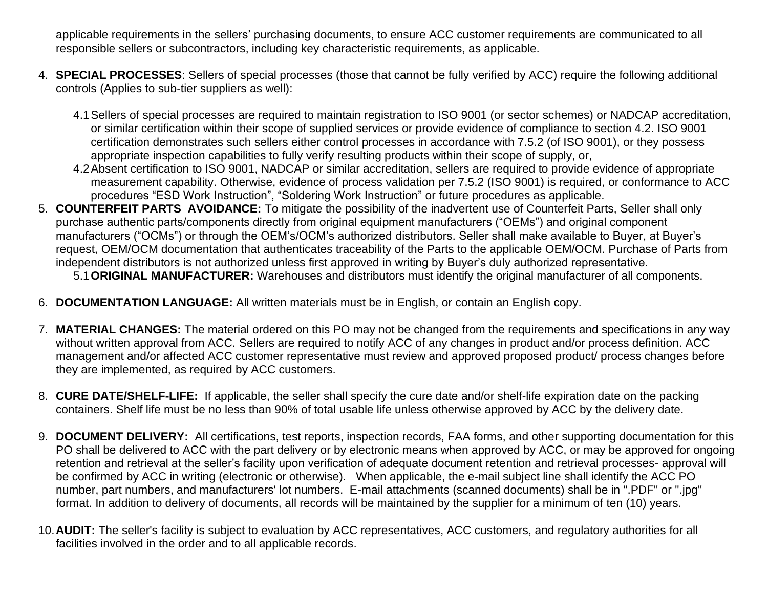applicable requirements in the sellers' purchasing documents, to ensure ACC customer requirements are communicated to all responsible sellers or subcontractors, including key characteristic requirements, as applicable.

4. **SPECIAL PROCESSES**: Sellers of special processes (those that cannot be fully verified by ACC) require the following additional controls (Applies to sub-tier suppliers as well):

   4.1 Sellers of special processes are required to maintain registration to ISO 9001 (or sector schemes) or NADCAP accreditation, or similar certification within their scope of supplied services or provide evidence of compliance to section 4.2. ISO 9001 certification demonstrates such sellers either control processes in accordance with 7.5.2 (of ISO 9001), or they possess appropriate inspection capabilities to fully verify resulting products within their scope of supply, or,

   4.2 Absent certification to ISO 9001, NADCAP or similar accreditation, sellers are required to provide evidence of appropriate measurement capability. Otherwise, evidence of process validation per 7.5.2 (ISO 9001) is required, or conformance to ACC procedures "ESD Work Instruction", "Soldering Work Instruction" or future procedures as applicable.

5. **COUNTERFEIT PARTS AVOIDANCE:** To mitigate the possibility of the inadvertent use of Counterfeit Parts, Seller shall only purchase authentic parts/components directly from original equipment manufacturers ("OEMs") and original component manufacturers ("OCMs") or through the OEM's/OCM's authorized distributors. Seller shall make available to Buyer, at Buyer's request, OEM/OCM documentation that authenticates traceability of the Parts to the applicable OEM/OCM. Purchase of Parts from independent distributors is not authorized unless first approved in writing by Buyer's duly authorized representative.

   5.1 **ORIGINAL MANUFACTURER:** Warehouses and distributors must identify the original manufacturer of all components.

6. **DOCUMENTATION LANGUAGE:** All written materials must be in English, or contain an English copy.

7. **MATERIAL CHANGES:** The material ordered on this PO may not be changed from the requirements and specifications in any way without written approval from ACC. Sellers are required to notify ACC of any changes in product and/or process definition. ACC management and/or affected ACC customer representative must review and approved proposed product/ process changes before they are implemented, as required by ACC customers.

8. **CURE DATE/SHELF-LIFE:** If applicable, the seller shall specify the cure date and/or shelf-life expiration date on the packing containers. Shelf life must be no less than 90% of total usable life unless otherwise approved by ACC by the delivery date.

9. **DOCUMENT DELIVERY:** All certifications, test reports, inspection records, FAA forms, and other supporting documentation for this PO shall be delivered to ACC with the part delivery or by electronic means when approved by ACC, or may be approved for ongoing retention and retrieval at the seller's facility upon verification of adequate document retention and retrieval processes- approval will be confirmed by ACC in writing (electronic or otherwise). When applicable, the e-mail subject line shall identify the ACC PO number, part numbers, and manufacturers' lot numbers. E-mail attachments (scanned documents) shall be in ".PDF" or ".jpg" format. In addition to delivery of documents, all records will be maintained by the supplier for a minimum of ten (10) years.

10. **AUDIT:** The seller's facility is subject to evaluation by ACC representatives, ACC customers, and regulatory authorities for all facilities involved in the order and to all applicable records.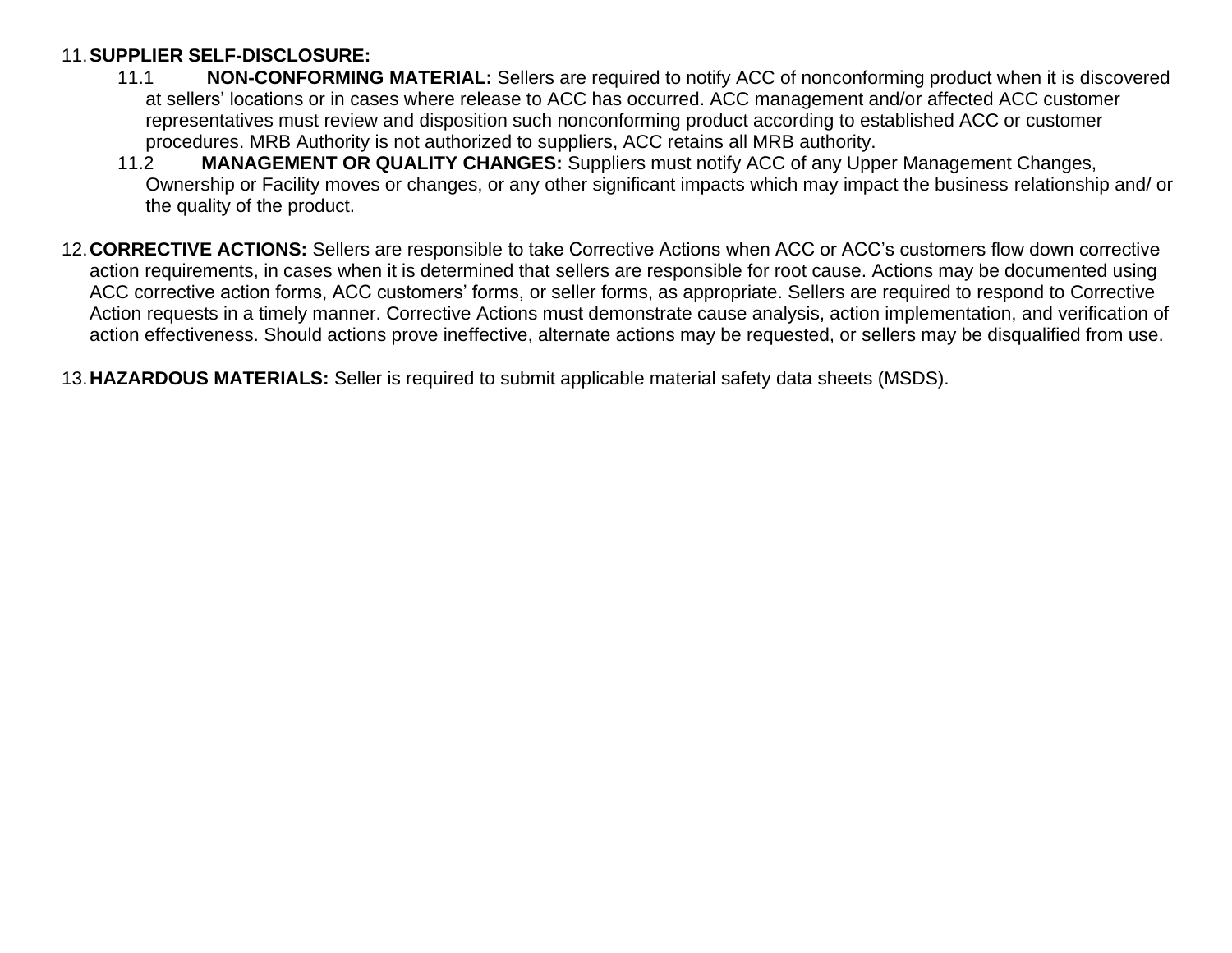11. **SUPPLIER SELF-DISCLOSURE:**
    11.1 **NON-CONFORMING MATERIAL:** Sellers are required to notify ACC of nonconforming product when it is discovered at sellers' locations or in cases where release to ACC has occurred. ACC management and/or affected ACC customer representatives must review and disposition such nonconforming product according to established ACC or customer procedures. MRB Authority is not authorized to suppliers, ACC retains all MRB authority.
    11.2 **MANAGEMENT OR QUALITY CHANGES:** Suppliers must notify ACC of any Upper Management Changes, Ownership or Facility moves or changes, or any other significant impacts which may impact the business relationship and/ or the quality of the product.

12. **CORRECTIVE ACTIONS:** Sellers are responsible to take Corrective Actions when ACC or ACC's customers flow down corrective action requirements, in cases when it is determined that sellers are responsible for root cause. Actions may be documented using ACC corrective action forms, ACC customers' forms, or seller forms, as appropriate. Sellers are required to respond to Corrective Action requests in a timely manner. Corrective Actions must demonstrate cause analysis, action implementation, and verification of action effectiveness. Should actions prove ineffective, alternate actions may be requested, or sellers may be disqualified from use.

13. **HAZARDOUS MATERIALS:** Seller is required to submit applicable material safety data sheets (MSDS).